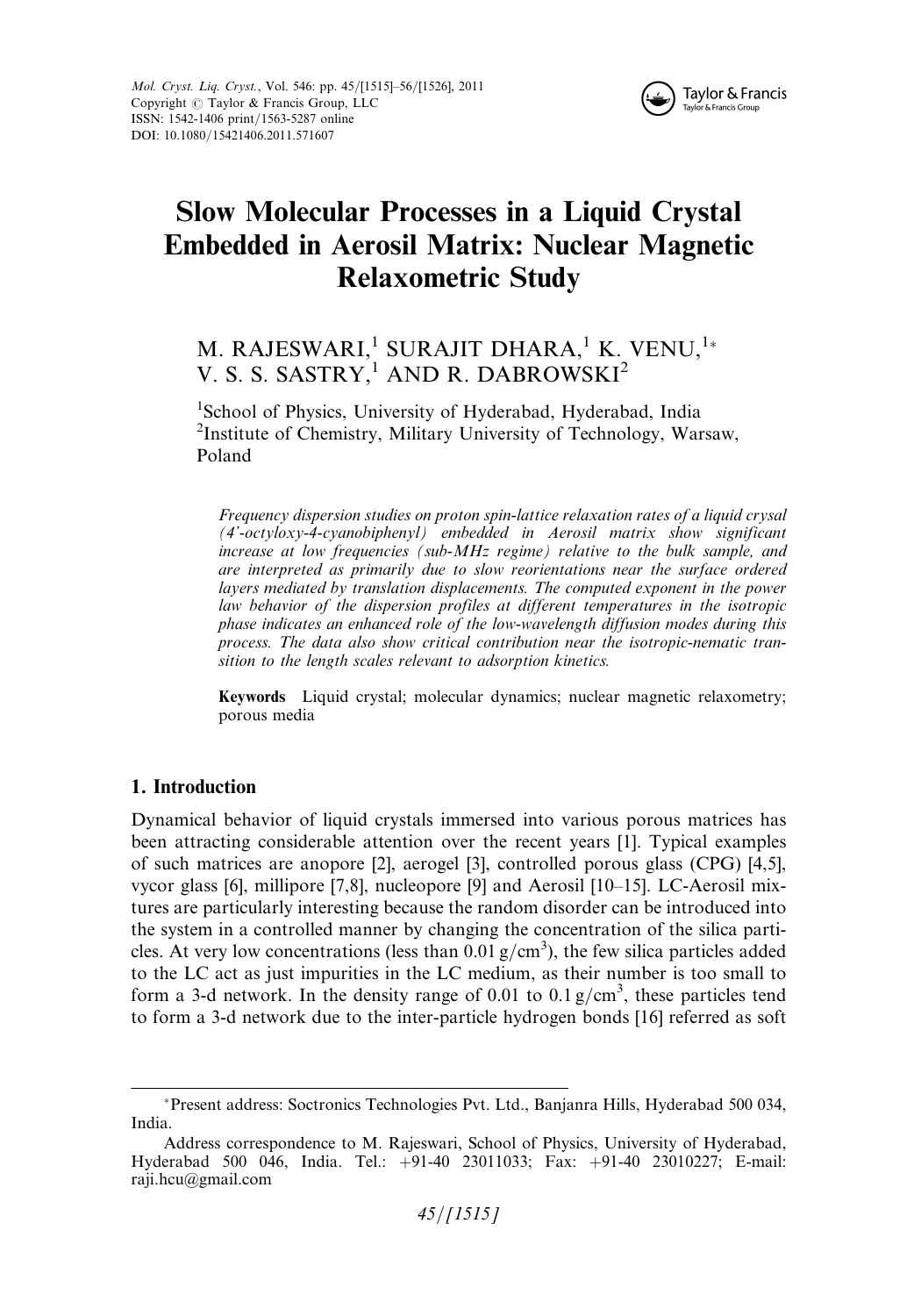# Slow Molecular Processes in a Liquid Crystal Embedded in Aerosil Matrix: Nuclear Magnetic Relaxometric Study

M. RAJESWARI,[1] SURAJIT DHARA,[1] K. VENU,[1]* V. S. S. SASTRY,[1] AND R. DABROWSKI[2]

[1]School of Physics, University of Hyderabad, Hyderabad, India
[2]Institute of Chemistry, Military University of Technology, Warsaw, Poland

*Frequency dispersion studies on proton spin-lattice relaxation rates of a liquid crysal (4'-octyloxy-4-cyanobiphenyl) embedded in Aerosil matrix show significant increase at low frequencies (sub-MHz regime) relative to the bulk sample, and are interpreted as primarily due to slow reorientations near the surface ordered layers mediated by translation displacements. The computed exponent in the power law behavior of the dispersion profiles at different temperatures in the isotropic phase indicates an enhanced role of the low-wavelength diffusion modes during this process. The data also show critical contribution near the isotropic-nematic transition to the length scales relevant to adsorption kinetics.*

**Keywords** Liquid crystal; molecular dynamics; nuclear magnetic relaxometry; porous media

## 1. Introduction

Dynamical behavior of liquid crystals immersed into various porous matrices has been attracting considerable attention over the recent years [1]. Typical examples of such matrices are anopore [2], aerogel [3], controlled porous glass (CPG) [4,5], vycor glass [6], millipore [7,8], nucleopore [9] and Aerosil [10–15]. LC-Aerosil mixtures are particularly interesting because the random disorder can be introduced into the system in a controlled manner by changing the concentration of the silica particles. At very low concentrations (less than $0.01\,g/cm^3$), the few silica particles added to the LC act as just impurities in the LC medium, as their number is too small to form a 3-d network. In the density range of 0.01 to $0.1\,g/cm^3$, these particles tend to form a 3-d network due to the inter-particle hydrogen bonds [16] referred as soft

*Present address: Soctronics Technologies Pvt. Ltd., Banjanra Hills, Hyderabad 500 034, India.

Address correspondence to M. Rajeswari, School of Physics, University of Hyderabad, Hyderabad 500 046, India. Tel.: +91-40 23011033; Fax: +91-40 23010227; E-mail: raji.hcu@gmail.com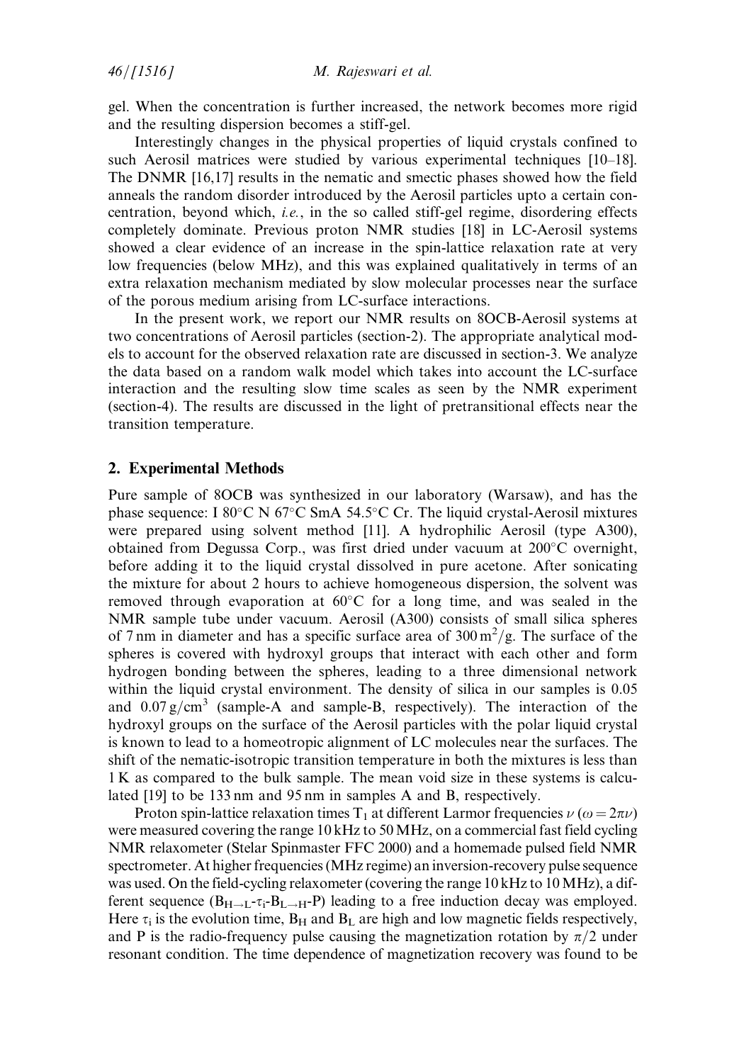gel. When the concentration is further increased, the network becomes more rigid and the resulting dispersion becomes a stiff-gel.

Interestingly changes in the physical properties of liquid crystals confined to such Aerosil matrices were studied by various experimental techniques [10–18]. The DNMR [16,17] results in the nematic and smectic phases showed how the field anneals the random disorder introduced by the Aerosil particles upto a certain concentration, beyond which, *i.e.*, in the so called stiff-gel regime, disordering effects completely dominate. Previous proton NMR studies [18] in LC-Aerosil systems showed a clear evidence of an increase in the spin-lattice relaxation rate at very low frequencies (below MHz), and this was explained qualitatively in terms of an extra relaxation mechanism mediated by slow molecular processes near the surface of the porous medium arising from LC-surface interactions.

In the present work, we report our NMR results on 8OCB-Aerosil systems at two concentrations of Aerosil particles (section-2). The appropriate analytical models to account for the observed relaxation rate are discussed in section-3. We analyze the data based on a random walk model which takes into account the LC-surface interaction and the resulting slow time scales as seen by the NMR experiment (section-4). The results are discussed in the light of pretransitional effects near the transition temperature.

## 2. Experimental Methods

Pure sample of 8OCB was synthesized in our laboratory (Warsaw), and has the phase sequence: I 80°C N 67°C SmA 54.5°C Cr. The liquid crystal-Aerosil mixtures were prepared using solvent method [11]. A hydrophilic Aerosil (type A300), obtained from Degussa Corp., was first dried under vacuum at 200°C overnight, before adding it to the liquid crystal dissolved in pure acetone. After sonicating the mixture for about 2 hours to achieve homogeneous dispersion, the solvent was removed through evaporation at 60°C for a long time, and was sealed in the NMR sample tube under vacuum. Aerosil (A300) consists of small silica spheres of 7 nm in diameter and has a specific surface area of $300\,m^2/g$. The surface of the spheres is covered with hydroxyl groups that interact with each other and form hydrogen bonding between the spheres, leading to a three dimensional network within the liquid crystal environment. The density of silica in our samples is 0.05 and $0.07\,g/cm^3$ (sample-A and sample-B, respectively). The interaction of the hydroxyl groups on the surface of the Aerosil particles with the polar liquid crystal is known to lead to a homeotropic alignment of LC molecules near the surfaces. The shift of the nematic-isotropic transition temperature in both the mixtures is less than 1 K as compared to the bulk sample. The mean void size in these systems is calculated [19] to be 133 nm and 95 nm in samples A and B, respectively.

Proton spin-lattice relaxation times $T_1$ at different Larmor frequencies $\nu$ ($\omega = 2\pi\nu$) were measured covering the range 10 kHz to 50 MHz, on a commercial fast field cycling NMR relaxometer (Stelar Spinmaster FFC 2000) and a homemade pulsed field NMR spectrometer. At higher frequencies (MHz regime) an inversion-recovery pulse sequence was used. On the field-cycling relaxometer (covering the range 10 kHz to 10 MHz), a different sequence ($B_{H\rightarrow L}$-$\tau_i$-$B_{L\rightarrow H}$-P) leading to a free induction decay was employed. Here $\tau_i$ is the evolution time, $B_H$ and $B_L$ are high and low magnetic fields respectively, and P is the radio-frequency pulse causing the magnetization rotation by $\pi/2$ under resonant condition. The time dependence of magnetization recovery was found to be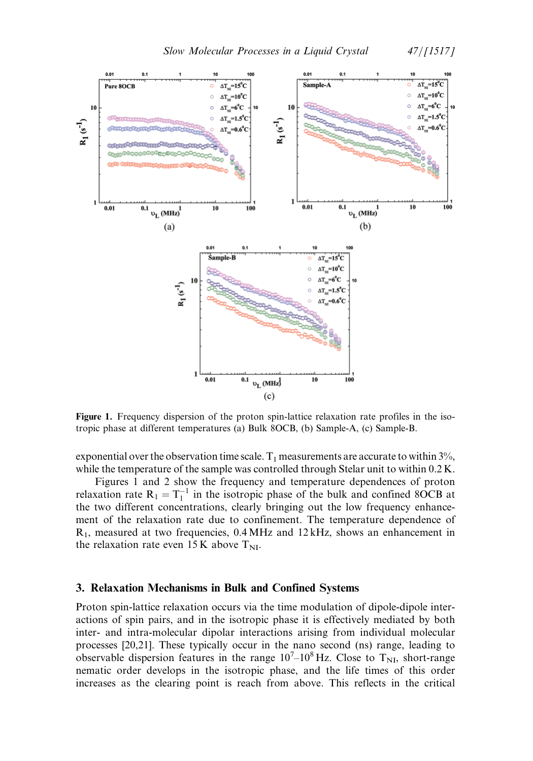Figure 1. Frequency dispersion of the proton spin-lattice relaxation rate profiles in the isotropic phase at different temperatures (a) Bulk 8OCB, (b) Sample-A, (c) Sample-B.

exponential over the observation time scale. $T_1$ measurements are accurate to within 3%, while the temperature of the sample was controlled through Stelar unit to within 0.2 K.

Figures 1 and 2 show the frequency and temperature dependences of proton relaxation rate $R_1 = T_1^{-1}$ in the isotropic phase of the bulk and confined 8OCB at the two different concentrations, clearly bringing out the low frequency enhancement of the relaxation rate due to confinement. The temperature dependence of $R_1$, measured at two frequencies, 0.4 MHz and 12 kHz, shows an enhancement in the relaxation rate even 15 K above $T_{NI}$.

## 3. Relaxation Mechanisms in Bulk and Confined Systems

Proton spin-lattice relaxation occurs via the time modulation of dipole-dipole interactions of spin pairs, and in the isotropic phase it is effectively mediated by both inter- and intra-molecular dipolar interactions arising from individual molecular processes [20,21]. These typically occur in the nano second (ns) range, leading to observable dispersion features in the range $10^7$–$10^8$ Hz. Close to $T_{NI}$, short-range nematic order develops in the isotropic phase, and the life times of this order increases as the clearing point is reach from above. This reflects in the critical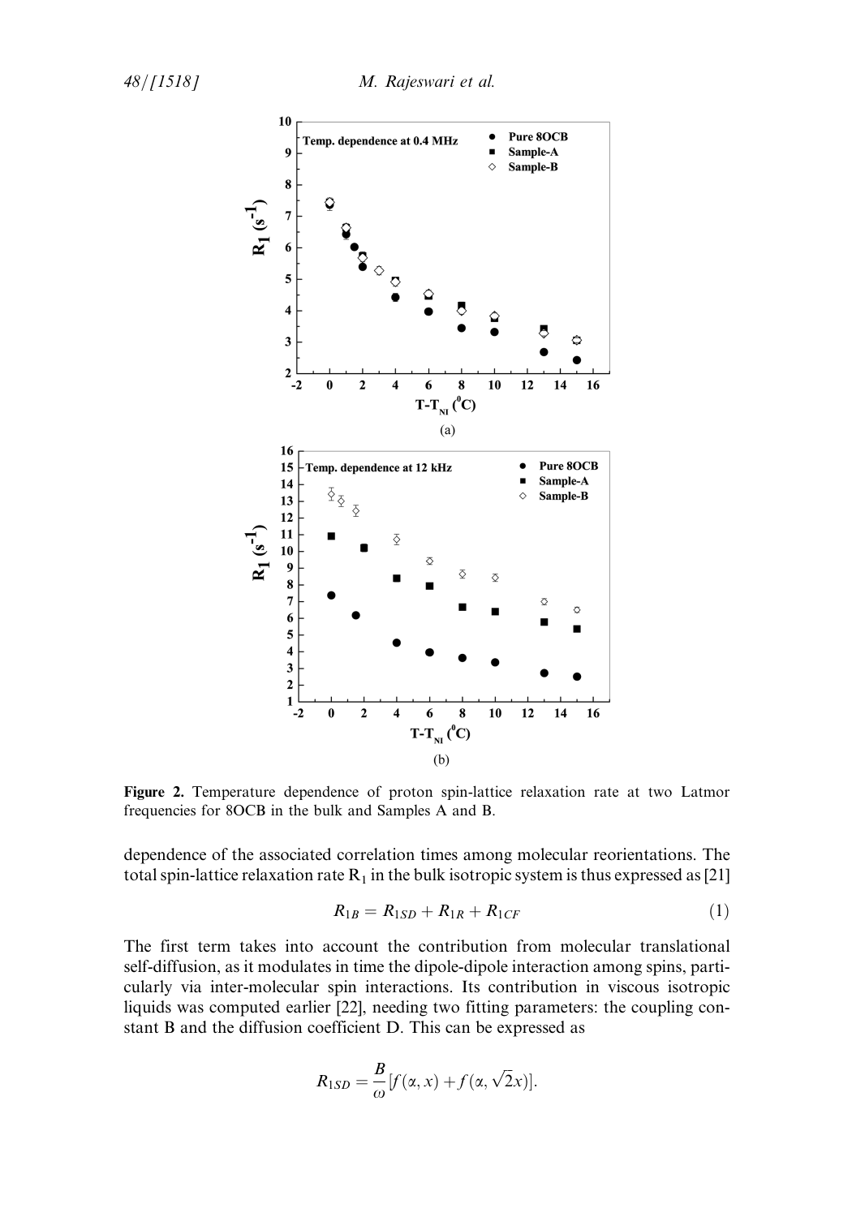**Figure 2.** Temperature dependence of proton spin-lattice relaxation rate at two Latmor frequencies for 8OCB in the bulk and Samples A and B.

dependence of the associated correlation times among molecular reorientations. The total spin-lattice relaxation rate $R_1$ in the bulk isotropic system is thus expressed as [21]

$$R_{1B} = R_{1SD} + R_{1R} + R_{1CF} \tag{1}$$

The first term takes into account the contribution from molecular translational self-diffusion, as it modulates in time the dipole-dipole interaction among spins, particularly via inter-molecular spin interactions. Its contribution in viscous isotropic liquids was computed earlier [22], needing two fitting parameters: the coupling constant B and the diffusion coefficient D. This can be expressed as

$$R_{1SD} = \frac{B}{\omega}[f(\alpha, x) + f(\alpha, \sqrt{2}x)].$$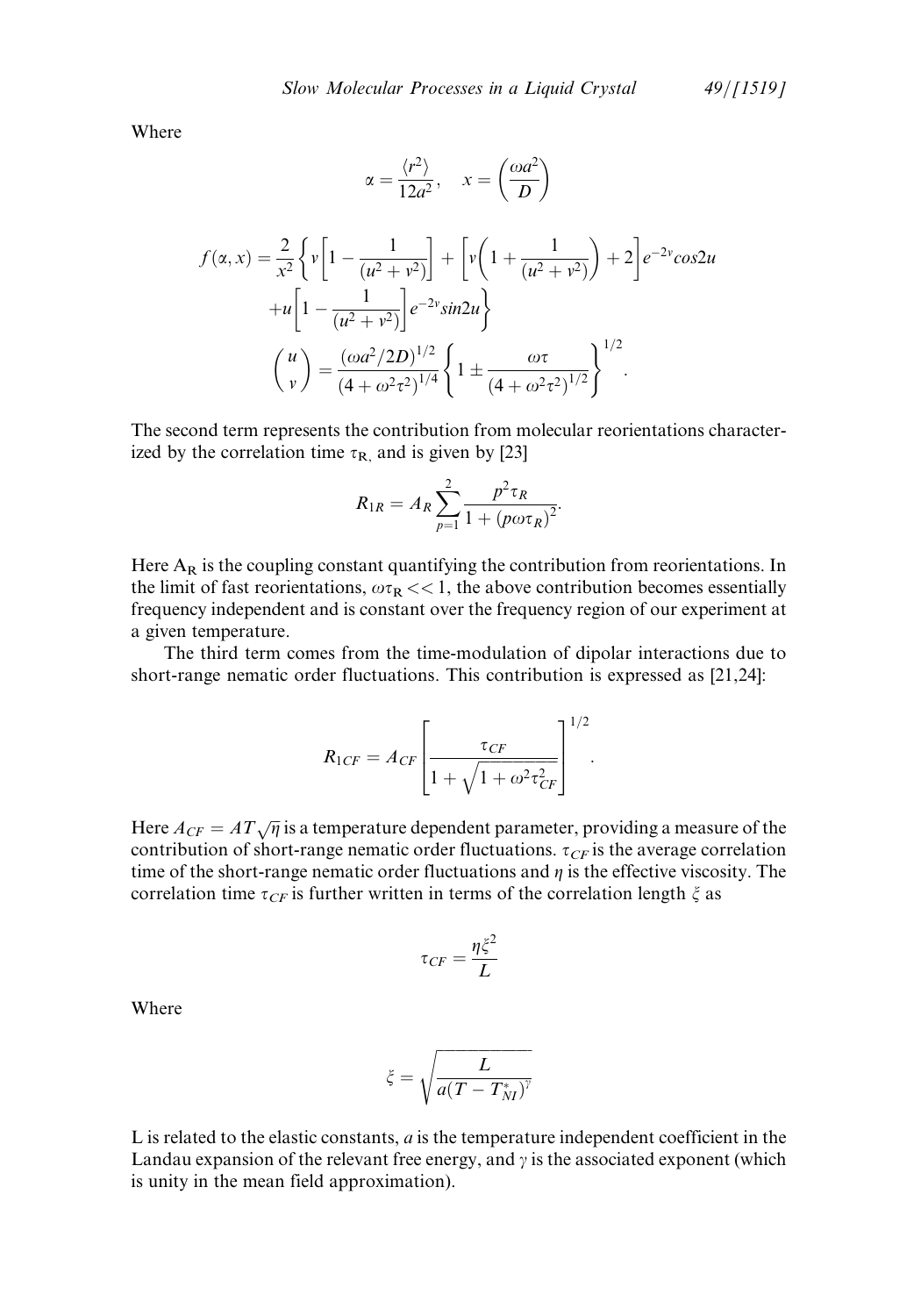Where

$$\alpha = \frac{\langle r^2 \rangle}{12a^2}, \quad x = \left(\frac{\omega a^2}{D}\right)$$

$$f(\alpha, x) = \frac{2}{x^2}\left\{ v\left[1 - \frac{1}{(u^2+v^2)}\right] + \left[v\left(1 + \frac{1}{(u^2+v^2)}\right) + 2\right] e^{-2v} cos2u \right.$$
$$\left. + u\left[1 - \frac{1}{(u^2+v^2)}\right] e^{-2v} sin2u \right\}$$
$$\begin{pmatrix} u \\ v \end{pmatrix} = \frac{(\omega a^2/2D)^{1/2}}{(4+\omega^2\tau^2)^{1/4}} \left\{ 1 \pm \frac{\omega\tau}{(4+\omega^2\tau^2)^{1/2}} \right\}^{1/2}.$$

The second term represents the contribution from molecular reorientations characterized by the correlation time $\tau_R$, and is given by [23]

$$R_{1R} = A_R \sum_{p=1}^{2} \frac{p^2 \tau_R}{1 + (p\omega\tau_R)^2}.$$

Here $A_R$ is the coupling constant quantifying the contribution from reorientations. In the limit of fast reorientations, $\omega\tau_R << 1$, the above contribution becomes essentially frequency independent and is constant over the frequency region of our experiment at a given temperature.

The third term comes from the time-modulation of dipolar interactions due to short-range nematic order fluctuations. This contribution is expressed as [21,24]:

$$R_{1CF} = A_{CF}\left[\frac{\tau_{CF}}{1 + \sqrt{1 + \omega^2\tau_{CF}^2}}\right]^{1/2}.$$

Here $A_{CF} = AT\sqrt{\eta}$ is a temperature dependent parameter, providing a measure of the contribution of short-range nematic order fluctuations. $\tau_{CF}$ is the average correlation time of the short-range nematic order fluctuations and $\eta$ is the effective viscosity. The correlation time $\tau_{CF}$ is further written in terms of the correlation length $\xi$ as

$$\tau_{CF} = \frac{\eta\xi^2}{L}$$

Where

$$\xi = \sqrt{\frac{L}{a(T - T_{NI}^*)^\gamma}}$$

L is related to the elastic constants, $a$ is the temperature independent coefficient in the Landau expansion of the relevant free energy, and $\gamma$ is the associated exponent (which is unity in the mean field approximation).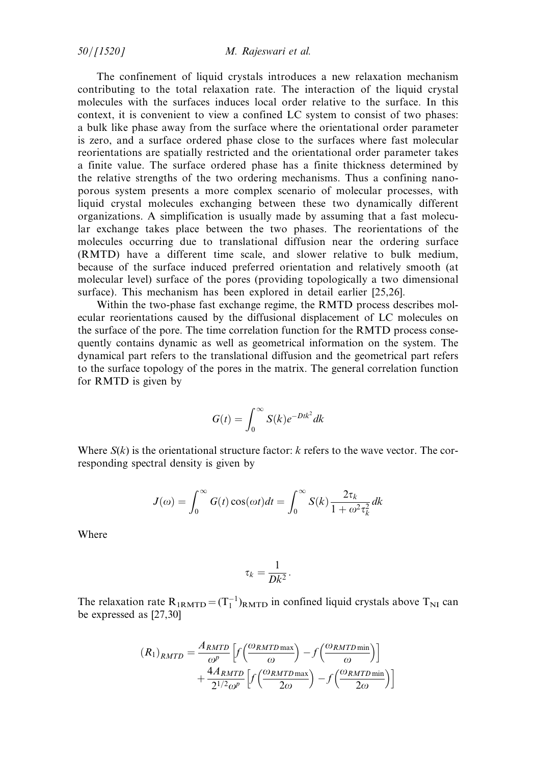The confinement of liquid crystals introduces a new relaxation mechanism contributing to the total relaxation rate. The interaction of the liquid crystal molecules with the surfaces induces local order relative to the surface. In this context, it is convenient to view a confined LC system to consist of two phases: a bulk like phase away from the surface where the orientational order parameter is zero, and a surface ordered phase close to the surfaces where fast molecular reorientations are spatially restricted and the orientational order parameter takes a finite value. The surface ordered phase has a finite thickness determined by the relative strengths of the two ordering mechanisms. Thus a confining nanoporous system presents a more complex scenario of molecular processes, with liquid crystal molecules exchanging between these two dynamically different organizations. A simplification is usually made by assuming that a fast molecular exchange takes place between the two phases. The reorientations of the molecules occurring due to translational diffusion near the ordering surface (RMTD) have a different time scale, and slower relative to bulk medium, because of the surface induced preferred orientation and relatively smooth (at molecular level) surface of the pores (providing topologically a two dimensional surface). This mechanism has been explored in detail earlier [25,26].

Within the two-phase fast exchange regime, the RMTD process describes molecular reorientations caused by the diffusional displacement of LC molecules on the surface of the pore. The time correlation function for the RMTD process consequently contains dynamic as well as geometrical information on the system. The dynamical part refers to the translational diffusion and the geometrical part refers to the surface topology of the pores in the matrix. The general correlation function for RMTD is given by

$$G(t) = \int_0^\infty S(k) e^{-Dtk^2} dk$$

Where $S(k)$ is the orientational structure factor: $k$ refers to the wave vector. The corresponding spectral density is given by

$$J(\omega) = \int_0^\infty G(t)\cos(\omega t)dt = \int_0^\infty S(k) \frac{2\tau_k}{1+\omega^2\tau_k^2} dk$$

Where

$$\tau_k = \frac{1}{Dk^2}.$$

The relaxation rate $R_{1RMTD} = (T_1^{-1})_{RMTD}$ in confined liquid crystals above $T_{NI}$ can be expressed as [27,30]

$$(R_1)_{RMTD} = \frac{A_{RMTD}}{\omega^p}\left[f\left(\frac{\omega_{RMTD\max}}{\omega}\right) - f\left(\frac{\omega_{RMTD\min}}{\omega}\right)\right] + \frac{4A_{RMTD}}{2^{1/2}\omega^p}\left[f\left(\frac{\omega_{RMTD\max}}{2\omega}\right) - f\left(\frac{\omega_{RMTD\min}}{2\omega}\right)\right]$$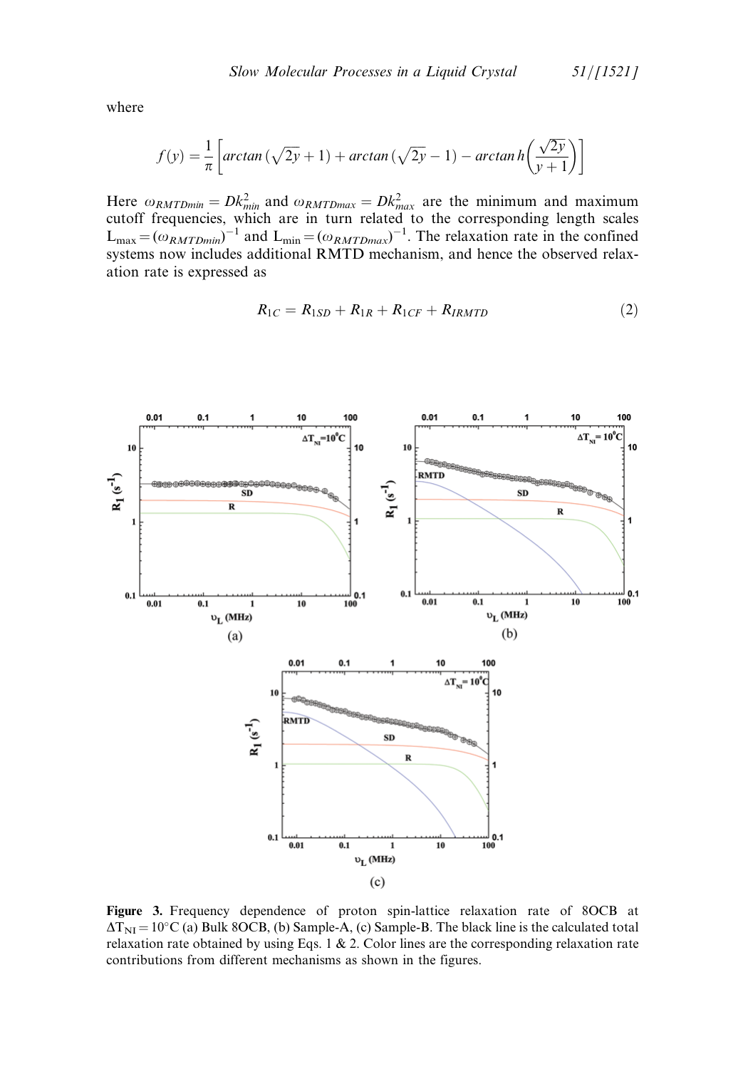where

$$f(y) = \frac{1}{\pi}\left[arctan\,(\sqrt{2y}+1) + arctan\,(\sqrt{2y}-1) - arctan\,h\left(\frac{\sqrt{2y}}{y+1}\right)\right]$$

Here $\omega_{RMTDmin} = Dk_{min}^2$ and $\omega_{RMTDmax} = Dk_{max}^2$ are the minimum and maximum cutoff frequencies, which are in turn related to the corresponding length scales $L_{max} = (\omega_{RMTDmin})^{-1}$ and $L_{min} = (\omega_{RMTDmax})^{-1}$. The relaxation rate in the confined systems now includes additional RMTD mechanism, and hence the observed relaxation rate is expressed as

$$R_{1C} = R_{1SD} + R_{1R} + R_{1CF} + R_{IRMTD} \tag{2}$$

**Figure 3.** Frequency dependence of proton spin-lattice relaxation rate of 8OCB at $\Delta T_{NI} = 10°C$ (a) Bulk 8OCB, (b) Sample-A, (c) Sample-B. The black line is the calculated total relaxation rate obtained by using Eqs. 1 & 2. Color lines are the corresponding relaxation rate contributions from different mechanisms as shown in the figures.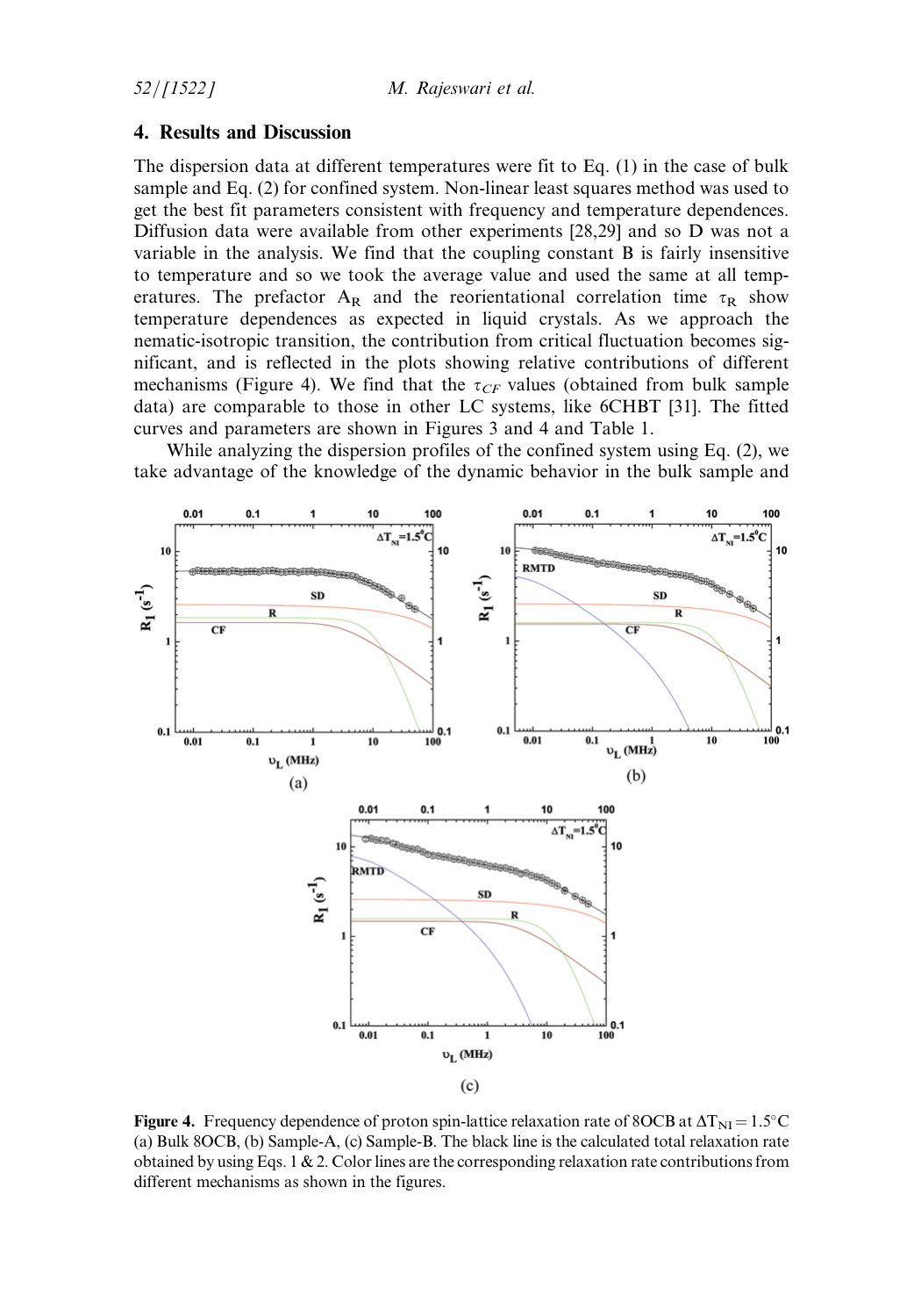## 4. Results and Discussion

The dispersion data at different temperatures were fit to Eq. (1) in the case of bulk sample and Eq. (2) for confined system. Non-linear least squares method was used to get the best fit parameters consistent with frequency and temperature dependences. Diffusion data were available from other experiments [28,29] and so D was not a variable in the analysis. We find that the coupling constant B is fairly insensitive to temperature and so we took the average value and used the same at all temperatures. The prefactor $A_R$ and the reorientational correlation time $\tau_R$ show temperature dependences as expected in liquid crystals. As we approach the nematic-isotropic transition, the contribution from critical fluctuation becomes significant, and is reflected in the plots showing relative contributions of different mechanisms (Figure 4). We find that the $\tau_{CF}$ values (obtained from bulk sample data) are comparable to those in other LC systems, like 6CHBT [31]. The fitted curves and parameters are shown in Figures 3 and 4 and Table 1.

While analyzing the dispersion profiles of the confined system using Eq. (2), we take advantage of the knowledge of the dynamic behavior in the bulk sample and

**Figure 4.** Frequency dependence of proton spin-lattice relaxation rate of 8OCB at $\Delta T_{NI} = 1.5°C$ (a) Bulk 8OCB, (b) Sample-A, (c) Sample-B. The black line is the calculated total relaxation rate obtained by using Eqs. 1 & 2. Color lines are the corresponding relaxation rate contributions from different mechanisms as shown in the figures.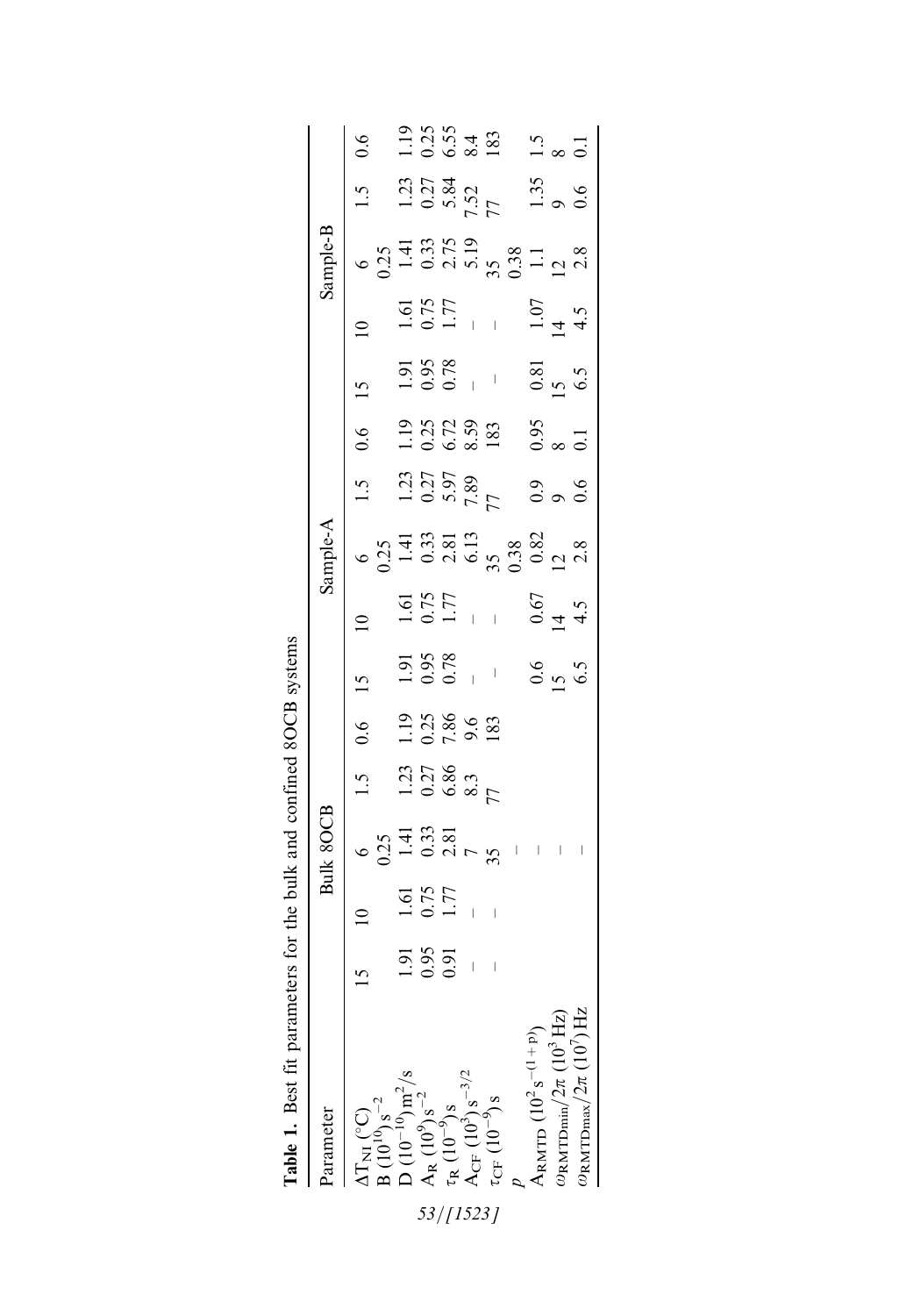**Table 1.** Best fit parameters for the bulk and confined 8OCB systems

| Parameter | Bulk 8OCB | | | | | Sample-A | | | | | Sample-B | | | | |
|---|---|---|---|---|---|---|---|---|---|---|---|---|---|---|---|
| $\Delta T_{NI}$ (°C) | 15 | 10 | 6 | 1.5 | 0.6 | 15 | 10 | 6 | 1.5 | 0.6 | 15 | 10 | 6 | 1.5 | 0.6 |
| B $(10^{10})\,s^{-2}$ | | | 0.25 | | | | | 0.25 | | | | | 0.25 | | |
| D $(10^{-10})\,m^2/s$ | 1.91 | 1.61 | 1.41 | 1.23 | 1.19 | 1.91 | 1.61 | 1.41 | 1.23 | 1.19 | 1.91 | 1.61 | 1.41 | 1.23 | 1.19 |
| $A_R$ $(10^9)\,s^{-2}$ | 0.95 | 0.75 | 0.33 | 0.27 | 0.25 | 0.95 | 0.75 | 0.33 | 0.27 | 0.25 | 0.95 | 0.75 | 0.33 | 0.27 | 0.25 |
| $\tau_R$ $(10^{-9})\,s$ | 0.91 | 1.77 | 2.81 | 6.86 | 7.86 | 0.78 | 1.77 | 2.81 | 5.97 | 6.72 | 0.78 | 1.77 | 2.75 | 5.84 | 6.55 |
| $A_{CF}$ $(10^3)\,s^{-3/2}$ | – | – | 7 | 8.3 | 9.6 | – | – | 6.13 | 7.89 | 8.59 | – | – | 5.19 | 7.52 | 8.4 |
| $\tau_{CF}$ $(10^{-9})\,s$ | – | – | 35 | 77 | 183 | – | – | 35 | 77 | 183 | – | – | 35 | 77 | 183 |
| $p$ | | | – | | | | | 0.38 | | | | | 0.38 | | |
| $A_{RMTD}$ $(10^2\,s^{-(1+p)})$ | | | – | | | 0.6 | 0.67 | 0.82 | 0.9 | 0.95 | 0.81 | 1.07 | 1.1 | 1.35 | 1.5 |
| $\omega_{RMTDmin}/2\pi$ $(10^3\,Hz)$ | | | – | | | 15 | 14 | 12 | 9 | 8 | 15 | 14 | 12 | 9 | 8 |
| $\omega_{RMTDmax}/2\pi$ $(10^7)\,Hz$ | | | – | | | 6.5 | 4.5 | 2.8 | 0.6 | 0.1 | 6.5 | 4.5 | 2.8 | 0.6 | 0.1 |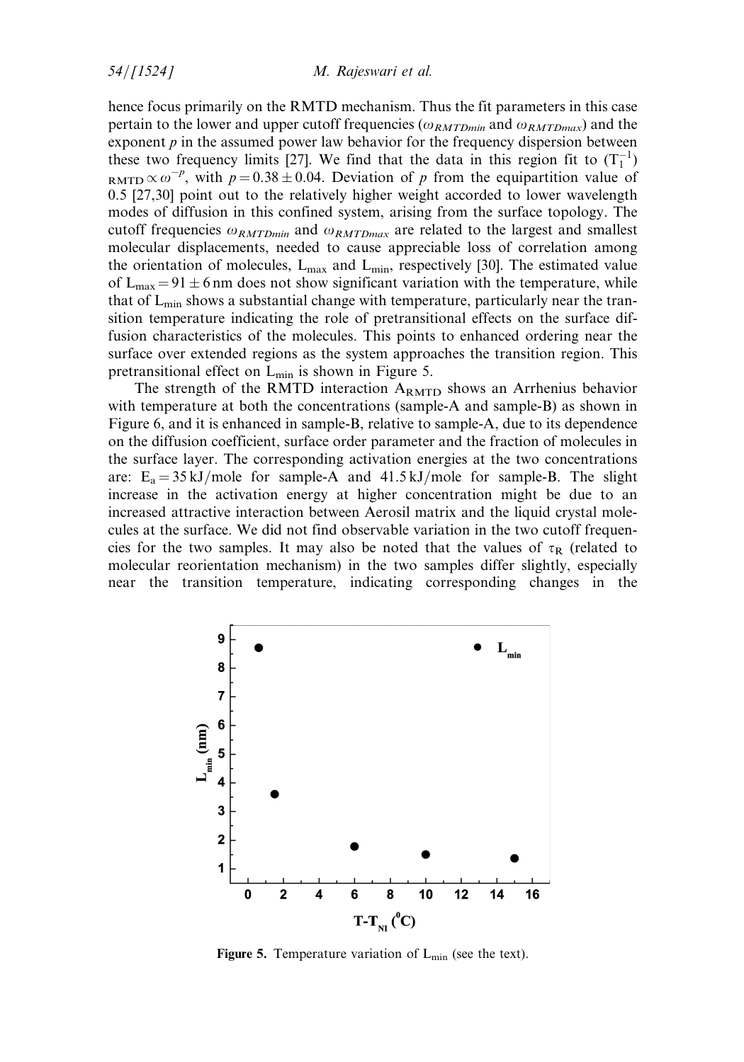hence focus primarily on the RMTD mechanism. Thus the fit parameters in this case pertain to the lower and upper cutoff frequencies ($\omega_{RMTDmin}$ and $\omega_{RMTDmax}$) and the exponent $p$ in the assumed power law behavior for the frequency dispersion between these two frequency limits [27]. We find that the data in this region fit to $(T_1^{-1})_{RMTD} \propto \omega^{-p}$, with $p = 0.38 \pm 0.04$. Deviation of $p$ from the equipartition value of 0.5 [27,30] point out to the relatively higher weight accorded to lower wavelength modes of diffusion in this confined system, arising from the surface topology. The cutoff frequencies $\omega_{RMTDmin}$ and $\omega_{RMTDmax}$ are related to the largest and smallest molecular displacements, needed to cause appreciable loss of correlation among the orientation of molecules, $L_{max}$ and $L_{min}$, respectively [30]. The estimated value of $L_{max} = 91 \pm 6$ nm does not show significant variation with the temperature, while that of $L_{min}$ shows a substantial change with temperature, particularly near the transition temperature indicating the role of pretransitional effects on the surface diffusion characteristics of the molecules. This points to enhanced ordering near the surface over extended regions as the system approaches the transition region. This pretransitional effect on $L_{min}$ is shown in Figure 5.

The strength of the RMTD interaction $A_{RMTD}$ shows an Arrhenius behavior with temperature at both the concentrations (sample-A and sample-B) as shown in Figure 6, and it is enhanced in sample-B, relative to sample-A, due to its dependence on the diffusion coefficient, surface order parameter and the fraction of molecules in the surface layer. The corresponding activation energies at the two concentrations are: $E_a = 35$ kJ/mole for sample-A and 41.5 kJ/mole for sample-B. The slight increase in the activation energy at higher concentration might be due to an increased attractive interaction between Aerosil matrix and the liquid crystal molecules at the surface. We did not find observable variation in the two cutoff frequencies for the two samples. It may also be noted that the values of $\tau_R$ (related to molecular reorientation mechanism) in the two samples differ slightly, especially near the transition temperature, indicating corresponding changes in the

**Figure 5.** Temperature variation of $L_{min}$ (see the text).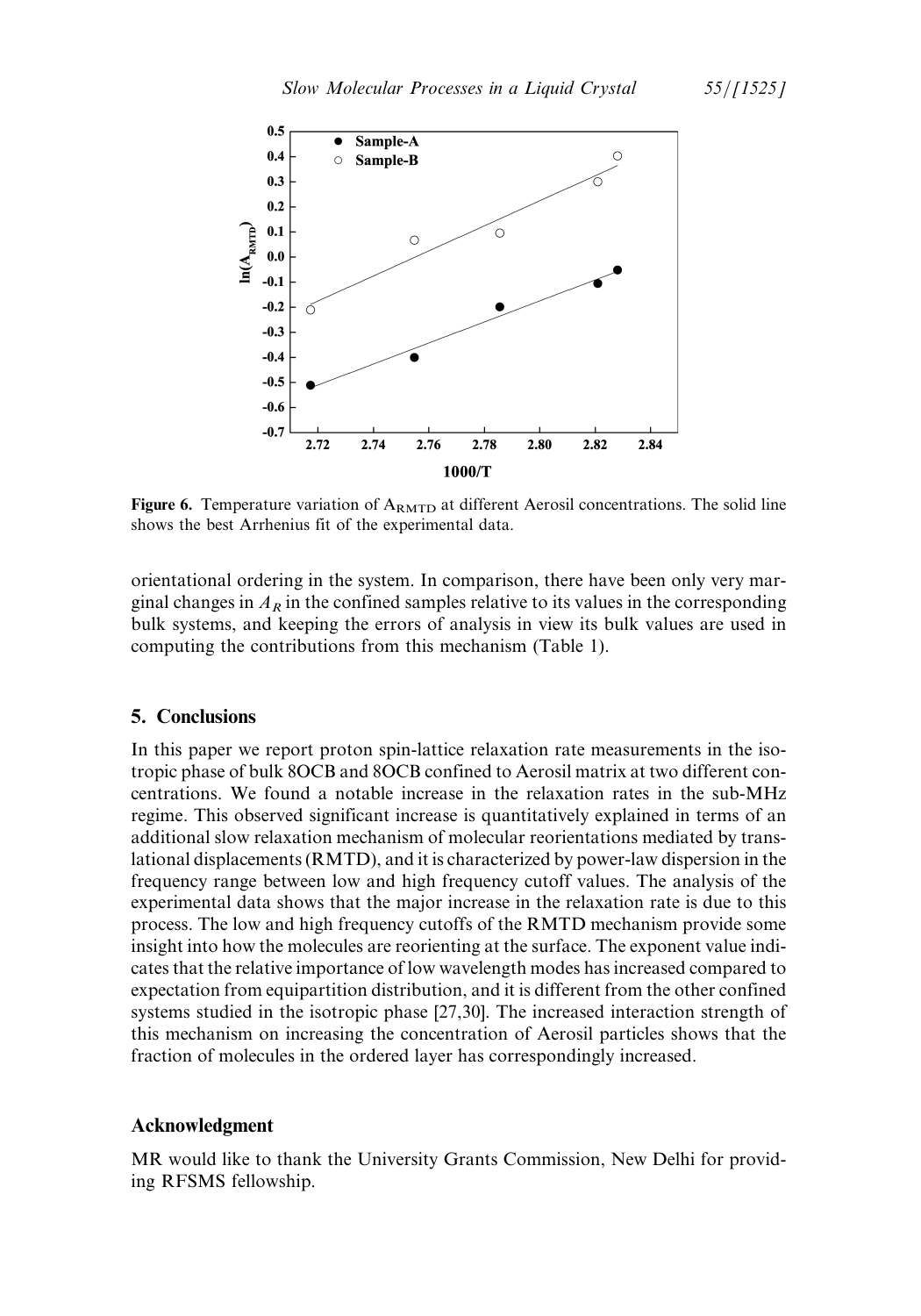Figure 6. Temperature variation of $A_{RMTD}$ at different Aerosil concentrations. The solid line shows the best Arrhenius fit of the experimental data.

orientational ordering in the system. In comparison, there have been only very marginal changes in $A_R$ in the confined samples relative to its values in the corresponding bulk systems, and keeping the errors of analysis in view its bulk values are used in computing the contributions from this mechanism (Table 1).

## 5. Conclusions

In this paper we report proton spin-lattice relaxation rate measurements in the isotropic phase of bulk 8OCB and 8OCB confined to Aerosil matrix at two different concentrations. We found a notable increase in the relaxation rates in the sub-MHz regime. This observed significant increase is quantitatively explained in terms of an additional slow relaxation mechanism of molecular reorientations mediated by translational displacements (RMTD), and it is characterized by power-law dispersion in the frequency range between low and high frequency cutoff values. The analysis of the experimental data shows that the major increase in the relaxation rate is due to this process. The low and high frequency cutoffs of the RMTD mechanism provide some insight into how the molecules are reorienting at the surface. The exponent value indicates that the relative importance of low wavelength modes has increased compared to expectation from equipartition distribution, and it is different from the other confined systems studied in the isotropic phase [27,30]. The increased interaction strength of this mechanism on increasing the concentration of Aerosil particles shows that the fraction of molecules in the ordered layer has correspondingly increased.

## Acknowledgment

MR would like to thank the University Grants Commission, New Delhi for providing RFSMS fellowship.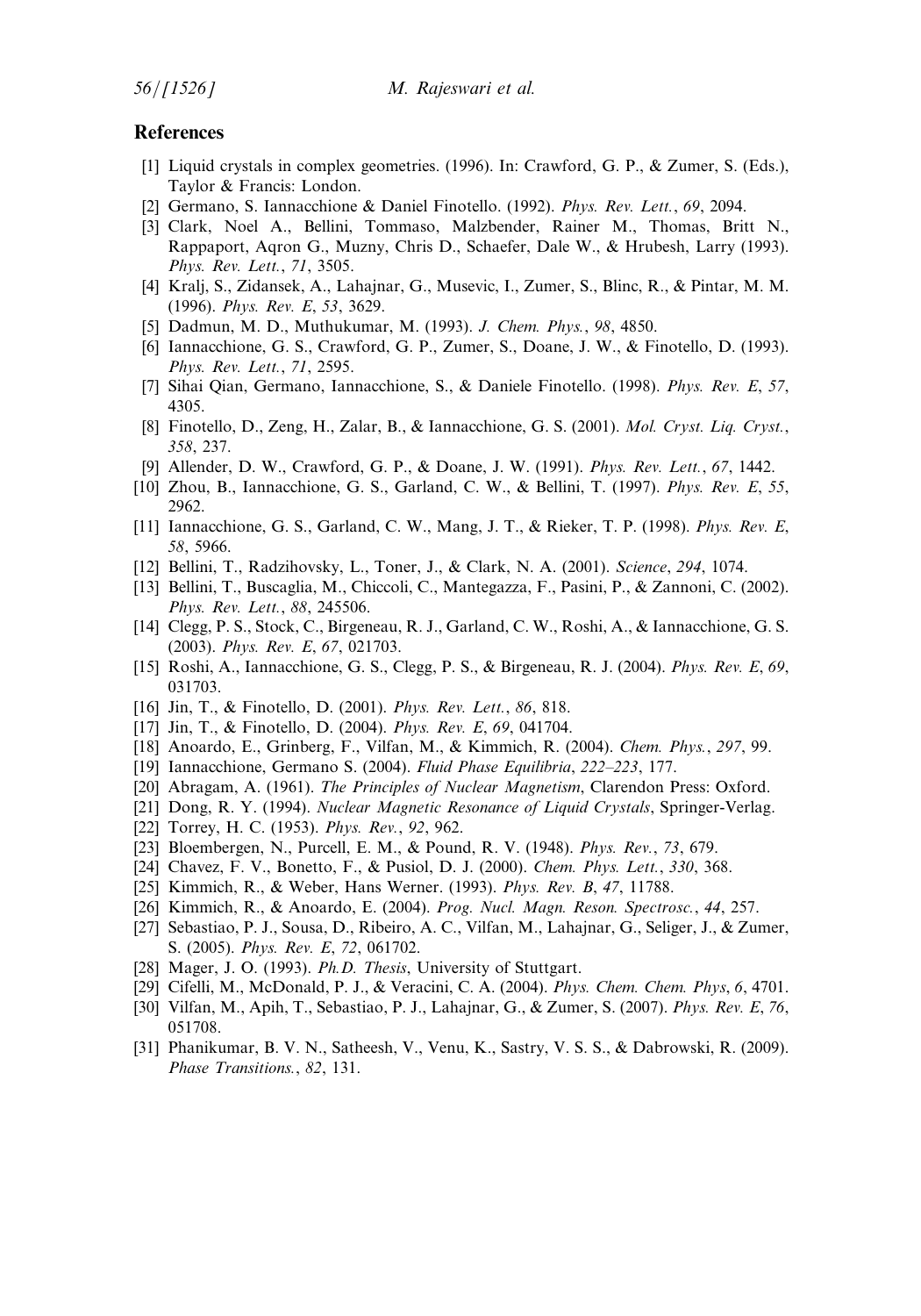## References

[1] Liquid crystals in complex geometries. (1996). In: Crawford, G. P., & Zumer, S. (Eds.), Taylor & Francis: London.

[2] Germano, S. Iannacchione & Daniel Finotello. (1992). *Phys. Rev. Lett.*, *69*, 2094.

[3] Clark, Noel A., Bellini, Tommaso, Malzbender, Rainer M., Thomas, Britt N., Rappaport, Aqron G., Muzny, Chris D., Schaefer, Dale W., & Hrubesh, Larry (1993). *Phys. Rev. Lett.*, *71*, 3505.

[4] Kralj, S., Zidansek, A., Lahajnar, G., Musevic, I., Zumer, S., Blinc, R., & Pintar, M. M. (1996). *Phys. Rev. E*, *53*, 3629.

[5] Dadmun, M. D., Muthukumar, M. (1993). *J. Chem. Phys.*, *98*, 4850.

[6] Iannacchione, G. S., Crawford, G. P., Zumer, S., Doane, J. W., & Finotello, D. (1993). *Phys. Rev. Lett.*, *71*, 2595.

[7] Sihai Qian, Germano, Iannacchione, S., & Daniele Finotello. (1998). *Phys. Rev. E*, *57*, 4305.

[8] Finotello, D., Zeng, H., Zalar, B., & Iannacchione, G. S. (2001). *Mol. Cryst. Liq. Cryst.*, *358*, 237.

[9] Allender, D. W., Crawford, G. P., & Doane, J. W. (1991). *Phys. Rev. Lett.*, *67*, 1442.

[10] Zhou, B., Iannacchione, G. S., Garland, C. W., & Bellini, T. (1997). *Phys. Rev. E*, *55*, 2962.

[11] Iannacchione, G. S., Garland, C. W., Mang, J. T., & Rieker, T. P. (1998). *Phys. Rev. E*, *58*, 5966.

[12] Bellini, T., Radzihovsky, L., Toner, J., & Clark, N. A. (2001). *Science*, *294*, 1074.

[13] Bellini, T., Buscaglia, M., Chiccoli, C., Mantegazza, F., Pasini, P., & Zannoni, C. (2002). *Phys. Rev. Lett.*, *88*, 245506.

[14] Clegg, P. S., Stock, C., Birgeneau, R. J., Garland, C. W., Roshi, A., & Iannacchione, G. S. (2003). *Phys. Rev. E*, *67*, 021703.

[15] Roshi, A., Iannacchione, G. S., Clegg, P. S., & Birgeneau, R. J. (2004). *Phys. Rev. E*, *69*, 031703.

[16] Jin, T., & Finotello, D. (2001). *Phys. Rev. Lett.*, *86*, 818.

[17] Jin, T., & Finotello, D. (2004). *Phys. Rev. E*, *69*, 041704.

[18] Anoardo, E., Grinberg, F., Vilfan, M., & Kimmich, R. (2004). *Chem. Phys.*, *297*, 99.

[19] Iannacchione, Germano S. (2004). *Fluid Phase Equilibria*, *222–223*, 177.

[20] Abragam, A. (1961). *The Principles of Nuclear Magnetism*, Clarendon Press: Oxford.

[21] Dong, R. Y. (1994). *Nuclear Magnetic Resonance of Liquid Crystals*, Springer-Verlag.

[22] Torrey, H. C. (1953). *Phys. Rev.*, *92*, 962.

[23] Bloembergen, N., Purcell, E. M., & Pound, R. V. (1948). *Phys. Rev.*, *73*, 679.

[24] Chavez, F. V., Bonetto, F., & Pusiol, D. J. (2000). *Chem. Phys. Lett.*, *330*, 368.

[25] Kimmich, R., & Weber, Hans Werner. (1993). *Phys. Rev. B*, *47*, 11788.

[26] Kimmich, R., & Anoardo, E. (2004). *Prog. Nucl. Magn. Reson. Spectrosc.*, *44*, 257.

[27] Sebastiao, P. J., Sousa, D., Ribeiro, A. C., Vilfan, M., Lahajnar, G., Seliger, J., & Zumer, S. (2005). *Phys. Rev. E*, *72*, 061702.

[28] Mager, J. O. (1993). *Ph.D. Thesis*, University of Stuttgart.

[29] Cifelli, M., McDonald, P. J., & Veracini, C. A. (2004). *Phys. Chem. Chem. Phys*, *6*, 4701.

[30] Vilfan, M., Apih, T., Sebastiao, P. J., Lahajnar, G., & Zumer, S. (2007). *Phys. Rev. E*, *76*, 051708.

[31] Phanikumar, B. V. N., Satheesh, V., Venu, K., Sastry, V. S. S., & Dabrowski, R. (2009). *Phase Transitions.*, *82*, 131.